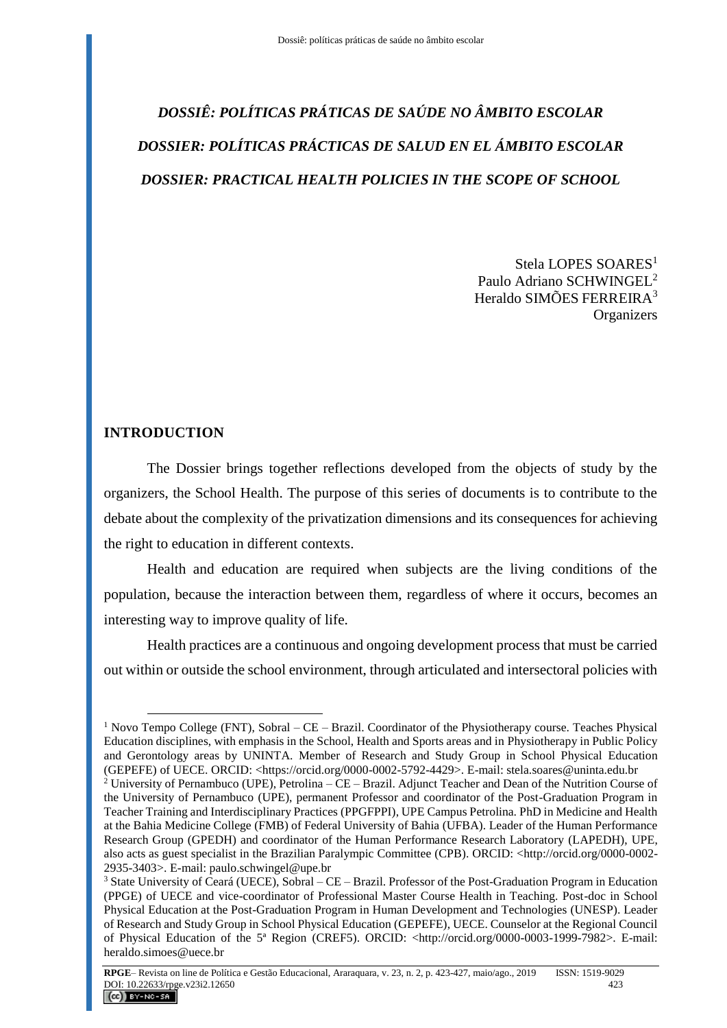# *DOSSIÊ: POLÍTICAS PRÁTICAS DE SAÚDE NO ÂMBITO ESCOLAR*

# *DOSSIER: POLÍTICAS PRÁCTICAS DE SALUD EN EL ÁMBITO ESCOLAR*

# *DOSSIER: PRACTICAL HEALTH POLICIES IN THE SCOPE OF SCHOOL*

Stela LOPES SOARES[1]
Paulo Adriano SCHWINGEL[2]
Heraldo SIMÕES FERREIRA[3]
Organizers

## INTRODUCTION

The Dossier brings together reflections developed from the objects of study by the organizers, the School Health. The purpose of this series of documents is to contribute to the debate about the complexity of the privatization dimensions and its consequences for achieving the right to education in different contexts.

Health and education are required when subjects are the living conditions of the population, because the interaction between them, regardless of where it occurs, becomes an interesting way to improve quality of life.

Health practices are a continuous and ongoing development process that must be carried out within or outside the school environment, through articulated and intersectoral policies with

---

[1] Novo Tempo College (FNT), Sobral – CE – Brazil. Coordinator of the Physiotherapy course. Teaches Physical Education disciplines, with emphasis in the School, Health and Sports areas and in Physiotherapy in Public Policy and Gerontology areas by UNINTA. Member of Research and Study Group in School Physical Education (GEPEFE) of UECE. ORCID: <https://orcid.org/0000-0002-5792-4429>. E-mail: stela.soares@uninta.edu.br

[2] University of Pernambuco (UPE), Petrolina – CE – Brazil. Adjunct Teacher and Dean of the Nutrition Course of the University of Pernambuco (UPE), permanent Professor and coordinator of the Post-Graduation Program in Teacher Training and Interdisciplinary Practices (PPGFPPI), UPE Campus Petrolina. PhD in Medicine and Health at the Bahia Medicine College (FMB) of Federal University of Bahia (UFBA). Leader of the Human Performance Research Group (GPEDH) and coordinator of the Human Performance Research Laboratory (LAPEDH), UPE, also acts as guest specialist in the Brazilian Paralympic Committee (CPB). ORCID: <http://orcid.org/0000-0002-2935-3403>. E-mail: paulo.schwingel@upe.br

[3] State University of Ceará (UECE), Sobral – CE – Brazil. Professor of the Post-Graduation Program in Education (PPGE) of UECE and vice-coordinator of Professional Master Course Health in Teaching. Post-doc in School Physical Education at the Post-Graduation Program in Human Development and Technologies (UNESP). Leader of Research and Study Group in School Physical Education (GEPEFE), UECE. Counselor at the Regional Council of Physical Education of the 5ª Region (CREF5). ORCID: <http://orcid.org/0000-0003-1999-7982>. E-mail: heraldo.simoes@uece.br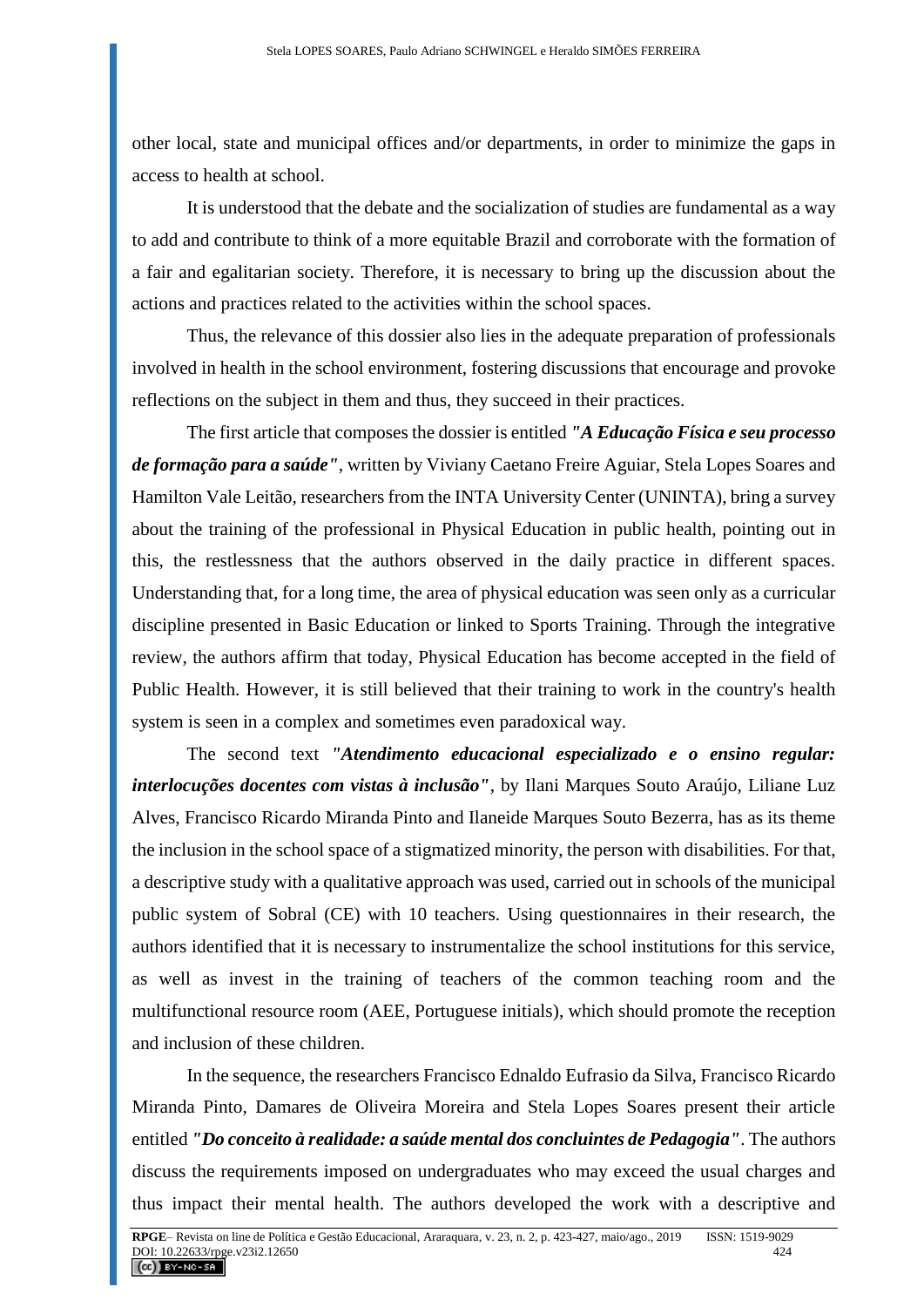other local, state and municipal offices and/or departments, in order to minimize the gaps in access to health at school.

It is understood that the debate and the socialization of studies are fundamental as a way to add and contribute to think of a more equitable Brazil and corroborate with the formation of a fair and egalitarian society. Therefore, it is necessary to bring up the discussion about the actions and practices related to the activities within the school spaces.

Thus, the relevance of this dossier also lies in the adequate preparation of professionals involved in health in the school environment, fostering discussions that encourage and provoke reflections on the subject in them and thus, they succeed in their practices.

The first article that composes the dossier is entitled ***"A Educação Física e seu processo de formação para a saúde"***, written by Viviany Caetano Freire Aguiar, Stela Lopes Soares and Hamilton Vale Leitão, researchers from the INTA University Center (UNINTA), bring a survey about the training of the professional in Physical Education in public health, pointing out in this, the restlessness that the authors observed in the daily practice in different spaces. Understanding that, for a long time, the area of physical education was seen only as a curricular discipline presented in Basic Education or linked to Sports Training. Through the integrative review, the authors affirm that today, Physical Education has become accepted in the field of Public Health. However, it is still believed that their training to work in the country's health system is seen in a complex and sometimes even paradoxical way.

The second text ***"Atendimento educacional especializado e o ensino regular: interlocuções docentes com vistas à inclusão"***, by Ilani Marques Souto Araújo, Liliane Luz Alves, Francisco Ricardo Miranda Pinto and Ilaneide Marques Souto Bezerra, has as its theme the inclusion in the school space of a stigmatized minority, the person with disabilities. For that, a descriptive study with a qualitative approach was used, carried out in schools of the municipal public system of Sobral (CE) with 10 teachers. Using questionnaires in their research, the authors identified that it is necessary to instrumentalize the school institutions for this service, as well as invest in the training of teachers of the common teaching room and the multifunctional resource room (AEE, Portuguese initials), which should promote the reception and inclusion of these children.

In the sequence, the researchers Francisco Ednaldo Eufrasio da Silva, Francisco Ricardo Miranda Pinto, Damares de Oliveira Moreira and Stela Lopes Soares present their article entitled ***"Do conceito à realidade: a saúde mental dos concluintes de Pedagogia"***. The authors discuss the requirements imposed on undergraduates who may exceed the usual charges and thus impact their mental health. The authors developed the work with a descriptive and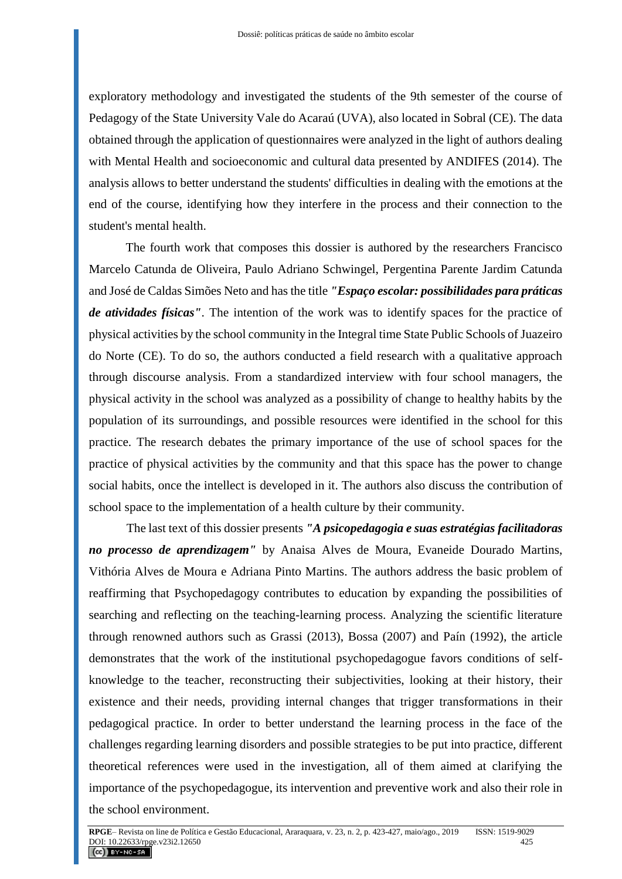exploratory methodology and investigated the students of the 9th semester of the course of Pedagogy of the State University Vale do Acaraú (UVA), also located in Sobral (CE). The data obtained through the application of questionnaires were analyzed in the light of authors dealing with Mental Health and socioeconomic and cultural data presented by ANDIFES (2014). The analysis allows to better understand the students' difficulties in dealing with the emotions at the end of the course, identifying how they interfere in the process and their connection to the student's mental health.

The fourth work that composes this dossier is authored by the researchers Francisco Marcelo Catunda de Oliveira, Paulo Adriano Schwingel, Pergentina Parente Jardim Catunda and José de Caldas Simões Neto and has the title ***"Espaço escolar: possibilidades para práticas de atividades físicas"***. The intention of the work was to identify spaces for the practice of physical activities by the school community in the Integral time State Public Schools of Juazeiro do Norte (CE). To do so, the authors conducted a field research with a qualitative approach through discourse analysis. From a standardized interview with four school managers, the physical activity in the school was analyzed as a possibility of change to healthy habits by the population of its surroundings, and possible resources were identified in the school for this practice. The research debates the primary importance of the use of school spaces for the practice of physical activities by the community and that this space has the power to change social habits, once the intellect is developed in it. The authors also discuss the contribution of school space to the implementation of a health culture by their community.

The last text of this dossier presents ***"A psicopedagogia e suas estratégias facilitadoras no processo de aprendizagem"*** by Anaisa Alves de Moura, Evaneide Dourado Martins, Vithória Alves de Moura e Adriana Pinto Martins. The authors address the basic problem of reaffirming that Psychopedagogy contributes to education by expanding the possibilities of searching and reflecting on the teaching-learning process. Analyzing the scientific literature through renowned authors such as Grassi (2013), Bossa (2007) and Paín (1992), the article demonstrates that the work of the institutional psychopedagogue favors conditions of self-knowledge to the teacher, reconstructing their subjectivities, looking at their history, their existence and their needs, providing internal changes that trigger transformations in their pedagogical practice. In order to better understand the learning process in the face of the challenges regarding learning disorders and possible strategies to be put into practice, different theoretical references were used in the investigation, all of them aimed at clarifying the importance of the psychopedagogue, its intervention and preventive work and also their role in the school environment.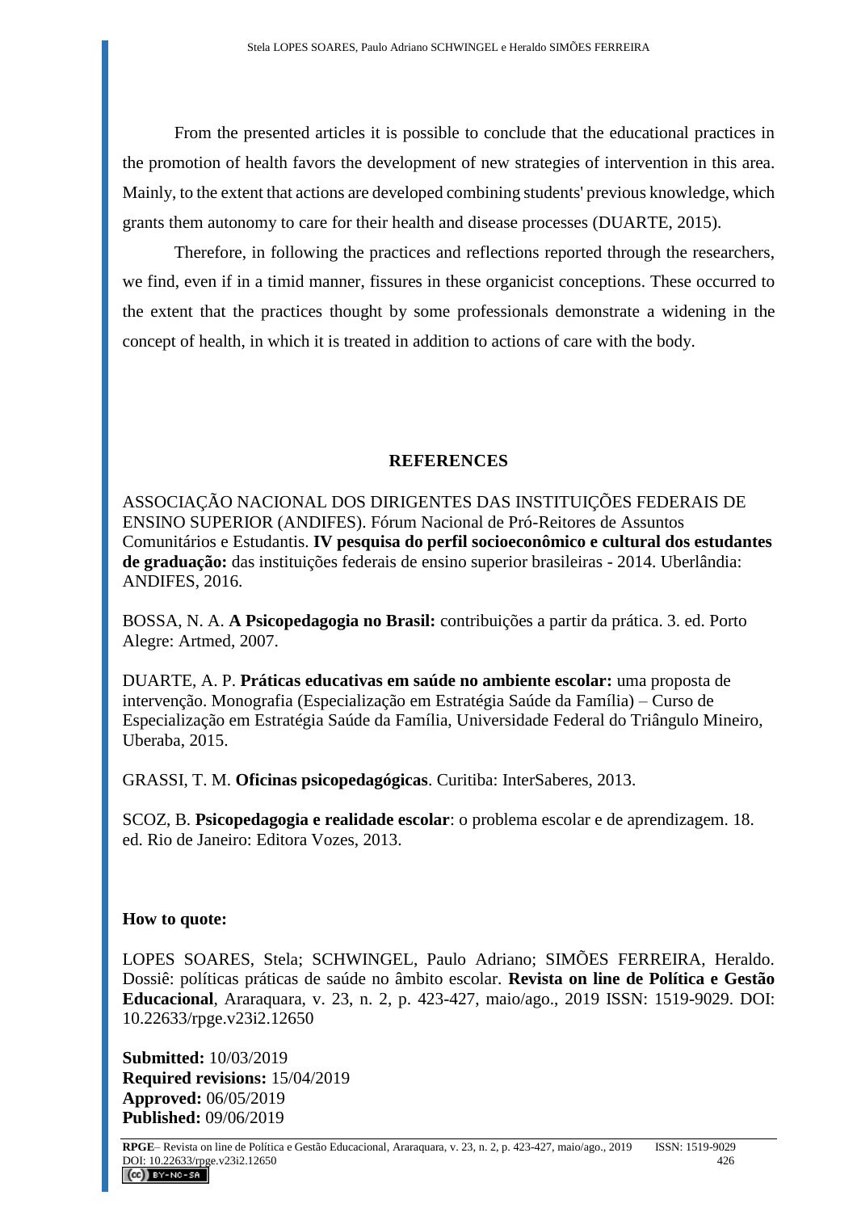From the presented articles it is possible to conclude that the educational practices in the promotion of health favors the development of new strategies of intervention in this area. Mainly, to the extent that actions are developed combining students' previous knowledge, which grants them autonomy to care for their health and disease processes (DUARTE, 2015).

Therefore, in following the practices and reflections reported through the researchers, we find, even if in a timid manner, fissures in these organicist conceptions. These occurred to the extent that the practices thought by some professionals demonstrate a widening in the concept of health, in which it is treated in addition to actions of care with the body.

## REFERENCES

ASSOCIAÇÃO NACIONAL DOS DIRIGENTES DAS INSTITUIÇÕES FEDERAIS DE ENSINO SUPERIOR (ANDIFES). Fórum Nacional de Pró-Reitores de Assuntos Comunitários e Estudantis. **IV pesquisa do perfil socioeconômico e cultural dos estudantes de graduação:** das instituições federais de ensino superior brasileiras - 2014. Uberlândia: ANDIFES, 2016.

BOSSA, N. A. **A Psicopedagogia no Brasil:** contribuições a partir da prática. 3. ed. Porto Alegre: Artmed, 2007.

DUARTE, A. P. **Práticas educativas em saúde no ambiente escolar:** uma proposta de intervenção. Monografia (Especialização em Estratégia Saúde da Família) – Curso de Especialização em Estratégia Saúde da Família, Universidade Federal do Triângulo Mineiro, Uberaba, 2015.

GRASSI, T. M. **Oficinas psicopedagógicas**. Curitiba: InterSaberes, 2013.

SCOZ, B. **Psicopedagogia e realidade escolar**: o problema escolar e de aprendizagem. 18. ed. Rio de Janeiro: Editora Vozes, 2013.

**How to quote:**

LOPES SOARES, Stela; SCHWINGEL, Paulo Adriano; SIMÕES FERREIRA, Heraldo. Dossiê: políticas práticas de saúde no âmbito escolar. **Revista on line de Política e Gestão Educacional**, Araraquara, v. 23, n. 2, p. 423-427, maio/ago., 2019 ISSN: 1519-9029. DOI: 10.22633/rpge.v23i2.12650

**Submitted:** 10/03/2019
**Required revisions:** 15/04/2019
**Approved:** 06/05/2019
**Published:** 09/06/2019